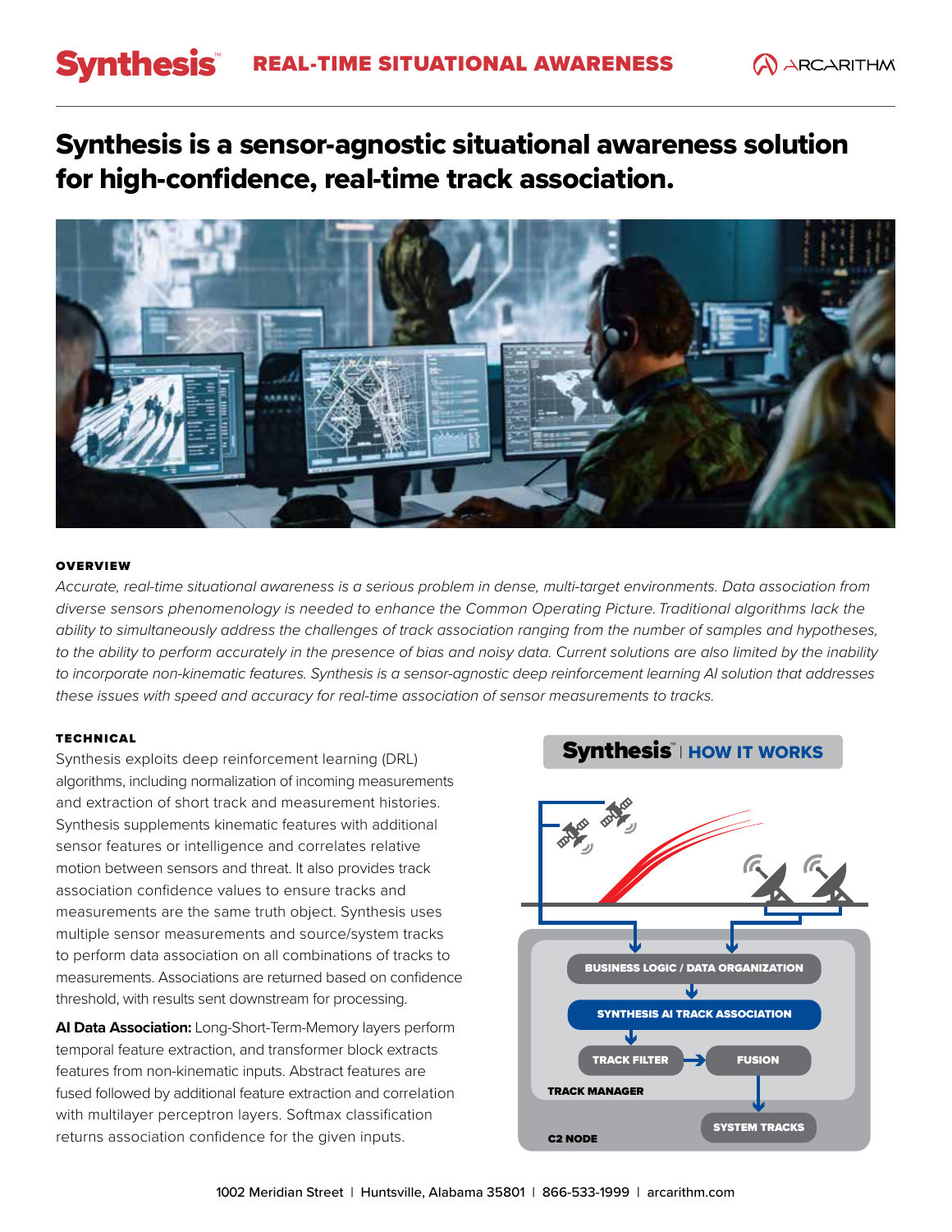# Synthesis™ REAL-TIME SITUATIONAL AWARENESS

## Synthesis is a sensor-agnostic situational awareness solution for high-confidence, real-time track association.

### OVERVIEW

*Accurate, real-time situational awareness is a serious problem in dense, multi-target environments. Data association from diverse sensors phenomenology is needed to enhance the Common Operating Picture. Traditional algorithms lack the ability to simultaneously address the challenges of track association ranging from the number of samples and hypotheses, to the ability to perform accurately in the presence of bias and noisy data. Current solutions are also limited by the inability to incorporate non-kinematic features. Synthesis is a sensor-agnostic deep reinforcement learning AI solution that addresses these issues with speed and accuracy for real-time association of sensor measurements to tracks.*

### TECHNICAL

Synthesis exploits deep reinforcement learning (DRL) algorithms, including normalization of incoming measurements and extraction of short track and measurement histories. Synthesis supplements kinematic features with additional sensor features or intelligence and correlates relative motion between sensors and threat. It also provides track association confidence values to ensure tracks and measurements are the same truth object. Synthesis uses multiple sensor measurements and source/system tracks to perform data association on all combinations of tracks to measurements. Associations are returned based on confidence threshold, with results sent downstream for processing.

**AI Data Association:** Long-Short-Term-Memory layers perform temporal feature extraction, and transformer block extracts features from non-kinematic inputs. Abstract features are fused followed by additional feature extraction and correlation with multilayer perceptron layers. Softmax classification returns association confidence for the given inputs.

**Synthesis™ | HOW IT WORKS**

- C2 NODE
  - TRACK MANAGER
    - BUSINESS LOGIC / DATA ORGANIZATION
    - SYNTHESIS AI TRACK ASSOCIATION
    - TRACK FILTER → FUSION
  - SYSTEM TRACKS

1002 Meridian Street | Huntsville, Alabama 35801 | 866-533-1999 | arcarithm.com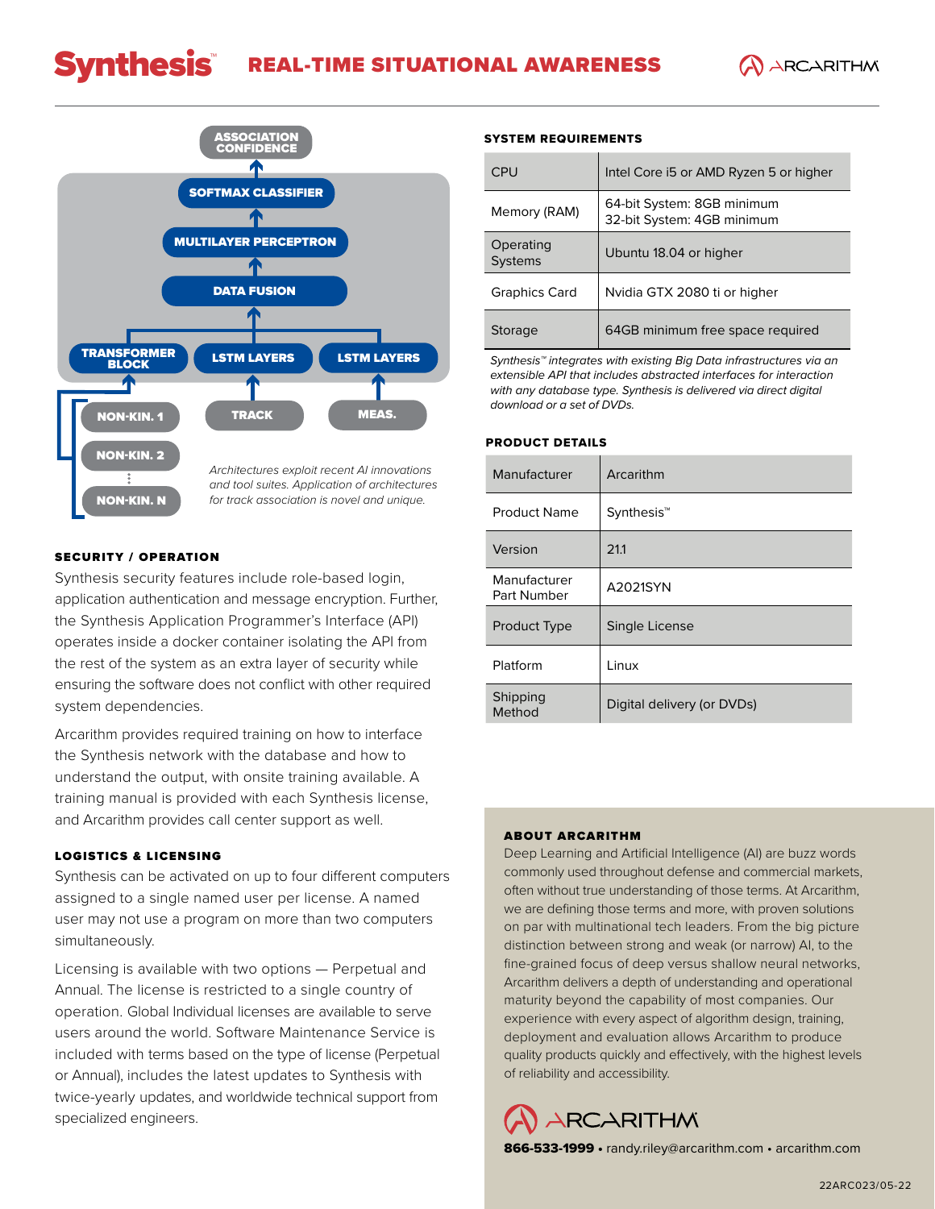# Synthesis™ REAL-TIME SITUATIONAL AWARENESS

ASSOCIATION CONFIDENCE

SOFTMAX CLASSIFIER

MULTILAYER PERCEPTRON

DATA FUSION

TRANSFORMER BLOCK

LSTM LAYERS

LSTM LAYERS

NON-KIN. 1

NON-KIN. 2

NON-KIN. N

TRACK

MEAS.

*Architectures exploit recent AI innovations and tool suites. Application of architectures for track association is novel and unique.*

## SECURITY / OPERATION

Synthesis security features include role-based login, application authentication and message encryption. Further, the Synthesis Application Programmer's Interface (API) operates inside a docker container isolating the API from the rest of the system as an extra layer of security while ensuring the software does not conflict with other required system dependencies.

Arcarithm provides required training on how to interface the Synthesis network with the database and how to understand the output, with onsite training available. A training manual is provided with each Synthesis license, and Arcarithm provides call center support as well.

## LOGISTICS & LICENSING

Synthesis can be activated on up to four different computers assigned to a single named user per license. A named user may not use a program on more than two computers simultaneously.

Licensing is available with two options — Perpetual and Annual. The license is restricted to a single country of operation. Global Individual licenses are available to serve users around the world. Software Maintenance Service is included with terms based on the type of license (Perpetual or Annual), includes the latest updates to Synthesis with twice-yearly updates, and worldwide technical support from specialized engineers.

## SYSTEM REQUIREMENTS

| | |
|---|---|
| CPU | Intel Core i5 or AMD Ryzen 5 or higher |
| Memory (RAM) | 64-bit System: 8GB minimum<br>32-bit System: 4GB minimum |
| Operating Systems | Ubuntu 18.04 or higher |
| Graphics Card | Nvidia GTX 2080 ti or higher |
| Storage | 64GB minimum free space required |

*Synthesis™ integrates with existing Big Data infrastructures via an extensible API that includes abstracted interfaces for interaction with any database type. Synthesis is delivered via direct digital download or a set of DVDs.*

## PRODUCT DETAILS

| | |
|---|---|
| Manufacturer | Arcarithm |
| Product Name | Synthesis™ |
| Version | 21.1 |
| Manufacturer Part Number | A2021SYN |
| Product Type | Single License |
| Platform | Linux |
| Shipping Method | Digital delivery (or DVDs) |

## ABOUT ARCARITHM

Deep Learning and Artificial Intelligence (AI) are buzz words commonly used throughout defense and commercial markets, often without true understanding of those terms. At Arcarithm, we are defining those terms and more, with proven solutions on par with multinational tech leaders. From the big picture distinction between strong and weak (or narrow) AI, to the fine-grained focus of deep versus shallow neural networks, Arcarithm delivers a depth of understanding and operational maturity beyond the capability of most companies. Our experience with every aspect of algorithm design, training, deployment and evaluation allows Arcarithm to produce quality products quickly and effectively, with the highest levels of reliability and accessibility.

ARCARITHM

**866-533-1999** • randy.riley@arcarithm.com • arcarithm.com

22ARC023/05-22